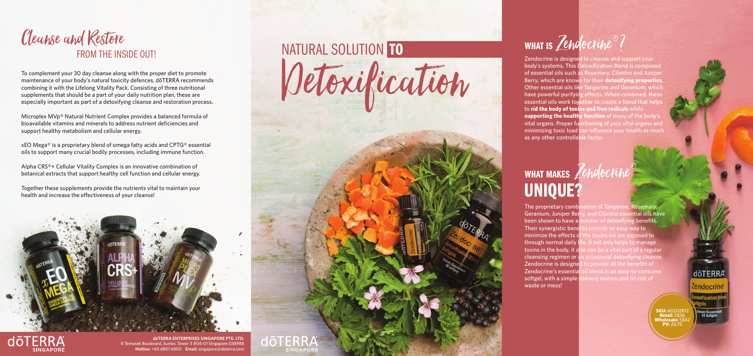# Cleanse and Restore

## FROM THE INSIDE OUT!

To complement your 30 day cleanse along with the proper diet to promote maintenance of your body's natural toxicity defences, dōTERRA recommends combining it with the Lifelong Vitality Pack. Consisting of three nutritional supplements that should be a part of your daily nutrition plan, these are especially important as part of a detoxifying cleanse and restoration process.

Microplex MVp® Natural Nutrient Complex provides a balanced formula of bioavailable vitamins and minerals to address nutrient deficiencies and support healthy metabolism and cellular energy.

xEO Mega® is a proprietary blend of omega fatty acids and CPTG® essential oils to support many crucial bodily processes, including immune function.

Alpha CRS®+ Cellular Vitality Complex is an innovative combination of botanical extracts that support healthy cell function and cellular energy.

Together these supplements provide the nutrients vital to maintain your health and increase the effectiveness of your cleanse!

dōTERRA SINGAPORE

**dōTERRA ENTERPRISES SINGAPORE PTE. LTD.**
8 Temasek Boulevard, Suntec Tower 3 #04-01 Singapore 038988
**Hotline:** +65 6801 6900 **Email:** singapore@doterra.com

# NATURAL SOLUTION TO Detoxification

dōTERRA SINGAPORE

## WHAT IS Zendocrine®?

Zendocrine is designed to cleanse and support your body's systems. This Detoxification Blend is composed of essential oils such as Rosemary, Cilantro and Juniper Berry, which are known for their **detoxifying properties**. Other essential oils like Tangerine and Geranium, which have powerful purifying effects. When combined, these essential oils work together to create a blend that helps to **rid the body of toxins and free radicals** while **supporting the healthy function** of many of the body's vital organs. Proper functioning of your vital organs and minimizing toxic load can influence your health as much as any other controllable factor.

## WHAT MAKES Zendocrine® UNIQUE?

The proprietary combination of Tangerine, Rosemary, Geranium, Juniper Berry, and Cilantro essential oils have been shown to have a number of detoxifying benefits. Their synergistic benefits provide an easy way to minimize the effects of the toxins we are exposed to through normal daily life. It not only helps to manage toxins in the body, it also can be a vital part of a regular cleansing regimen or an occasional detoxifying cleanse. Zendocrine is designed to provide all the benefits of Zendocrine's essential oil blend in an easy-to-consume softgel, with a simple delivery system and no risk of waste or mess!

**SKU:** 60202812
**Retail:** S$56
**Wholesale:** S$42
**PV:** 25.75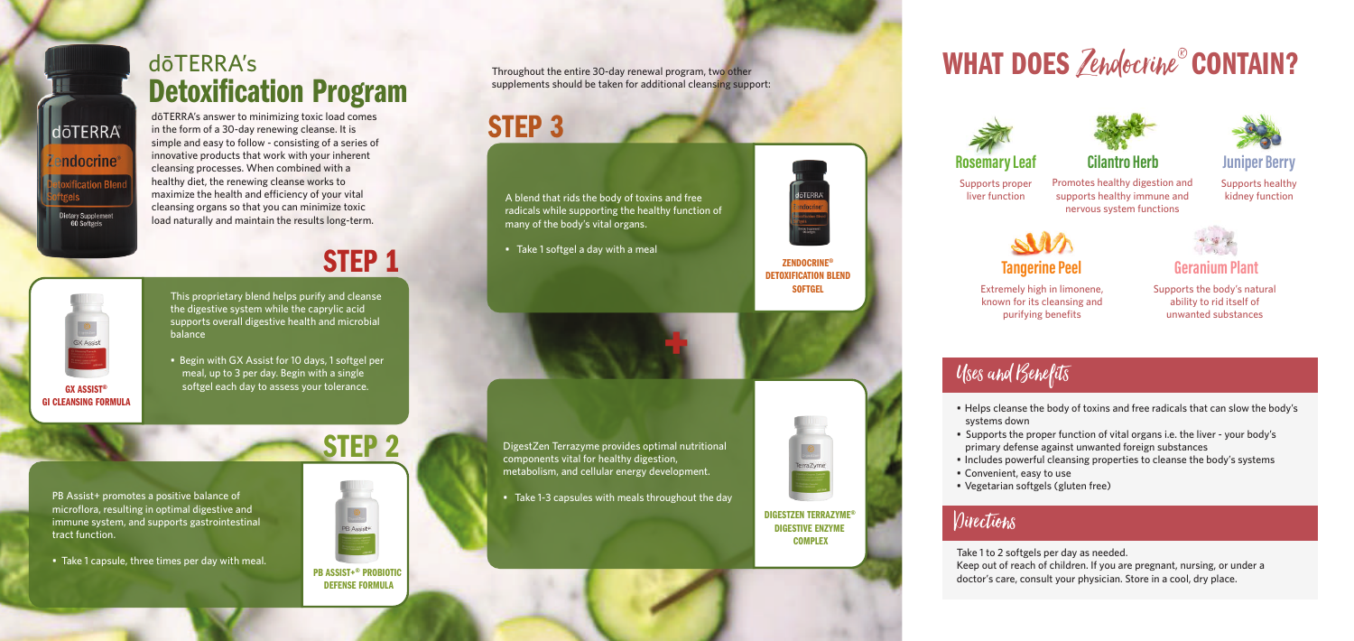# dōTERRA's
# Detoxification Program

dōTERRA's answer to minimizing toxic load comes in the form of a 30-day renewing cleanse. It is simple and easy to follow - consisting of a series of innovative products that work with your inherent cleansing processes. When combined with a healthy diet, the renewing cleanse works to maximize the health and efficiency of your vital cleansing organs so that you can minimize toxic load naturally and maintain the results long-term.

## STEP 1

**GX ASSIST® GI CLEANSING FORMULA**

This proprietary blend helps purify and cleanse the digestive system while the caprylic acid supports overall digestive health and microbial balance

- Begin with GX Assist for 10 days, 1 softgel per meal, up to 3 per day. Begin with a single softgel each day to assess your tolerance.

## STEP 2

**PB ASSIST+® PROBIOTIC DEFENSE FORMULA**

PB Assist+ promotes a positive balance of microflora, resulting in optimal digestive and immune system, and supports gastrointestinal tract function.

- Take 1 capsule, three times per day with meal.

Throughout the entire 30-day renewal program, two other supplements should be taken for additional cleansing support:

## STEP 3

**ZENDOCRINE® DETOXIFICATION BLEND SOFTGEL**

A blend that rids the body of toxins and free radicals while supporting the healthy function of many of the body's vital organs.

- Take 1 softgel a day with a meal

+

**DIGESTZEN TERRAZYME® DIGESTIVE ENZYME COMPLEX**

DigestZen Terrazyme provides optimal nutritional components vital for healthy digestion, metabolism, and cellular energy development.

- Take 1-3 capsules with meals throughout the day

# WHAT DOES Zendocrine® CONTAIN?

**Rosemary Leaf**
Supports proper liver function

**Cilantro Herb**
Promotes healthy digestion and supports healthy immune and nervous system functions

**Juniper Berry**
Supports healthy kidney function

**Tangerine Peel**
Extremely high in limonene, known for its cleansing and purifying benefits

**Geranium Plant**
Supports the body's natural ability to rid itself of unwanted substances

## Uses and Benefits

- Helps cleanse the body of toxins and free radicals that can slow the body's systems down
- Supports the proper function of vital organs i.e. the liver - your body's primary defense against unwanted foreign substances
- Includes powerful cleansing properties to cleanse the body's systems
- Convenient, easy to use
- Vegetarian softgels (gluten free)

## Directions

Take 1 to 2 softgels per day as needed.
Keep out of reach of children. If you are pregnant, nursing, or under a doctor's care, consult your physician. Store in a cool, dry place.